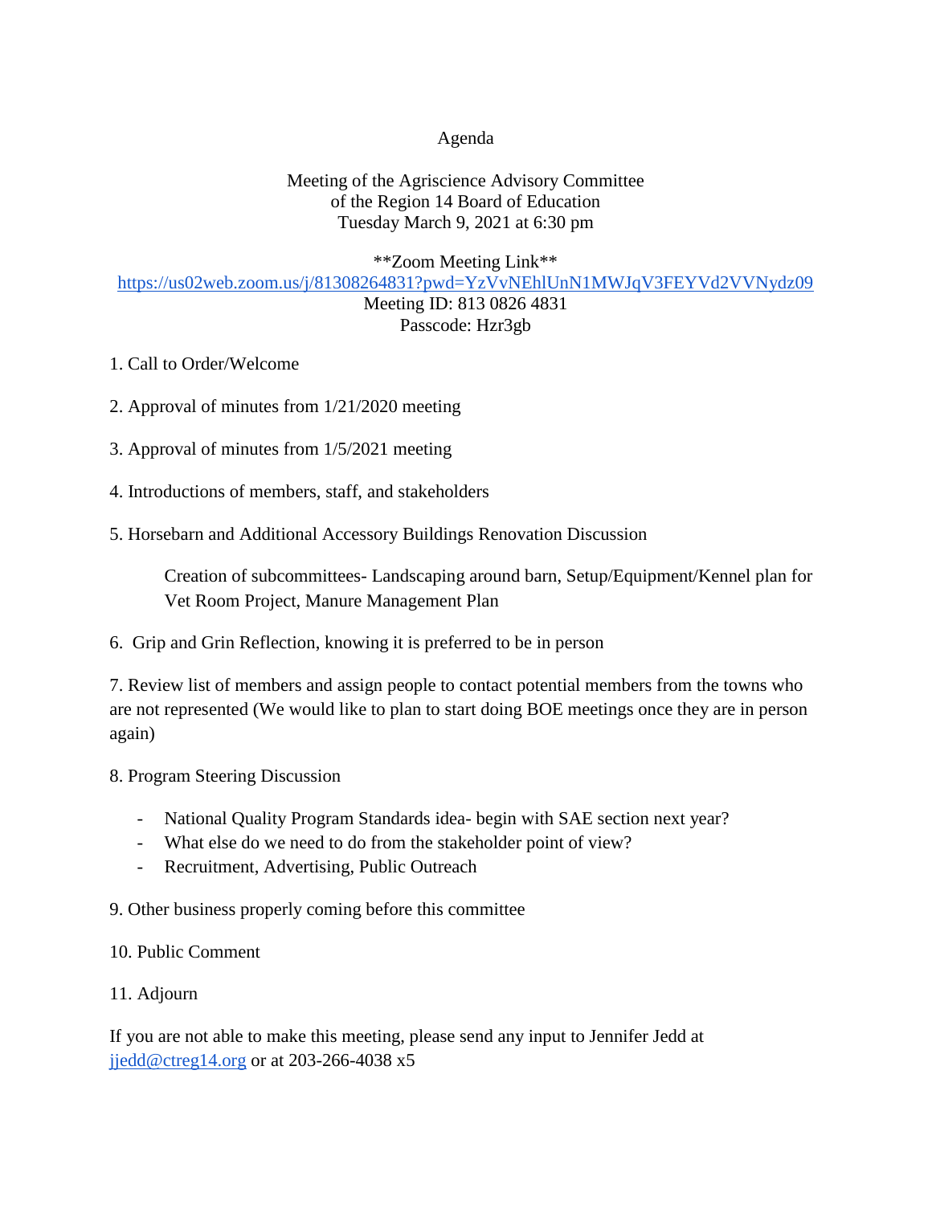# Agenda

Meeting of the Agriscience Advisory Committee
of the Region 14 Board of Education
Tuesday March 9, 2021 at 6:30 pm

**Zoom Meeting Link**
https://us02web.zoom.us/j/81308264831?pwd=YzVvNEhlUnN1MWJqV3FEYVd2VVNydz09
Meeting ID: 813 0826 4831
Passcode: Hzr3gb

1. Call to Order/Welcome

2. Approval of minutes from 1/21/2020 meeting

3. Approval of minutes from 1/5/2021 meeting

4. Introductions of members, staff, and stakeholders

5. Horsebarn and Additional Accessory Buildings Renovation Discussion

    Creation of subcommittees- Landscaping around barn, Setup/Equipment/Kennel plan for Vet Room Project, Manure Management Plan

6. Grip and Grin Reflection, knowing it is preferred to be in person

7. Review list of members and assign people to contact potential members from the towns who are not represented (We would like to plan to start doing BOE meetings once they are in person again)

8. Program Steering Discussion

    - National Quality Program Standards idea- begin with SAE section next year?
    - What else do we need to do from the stakeholder point of view?
    - Recruitment, Advertising, Public Outreach

9. Other business properly coming before this committee

10. Public Comment

11. Adjourn

If you are not able to make this meeting, please send any input to Jennifer Jedd at jjedd@ctreg14.org or at 203-266-4038 x5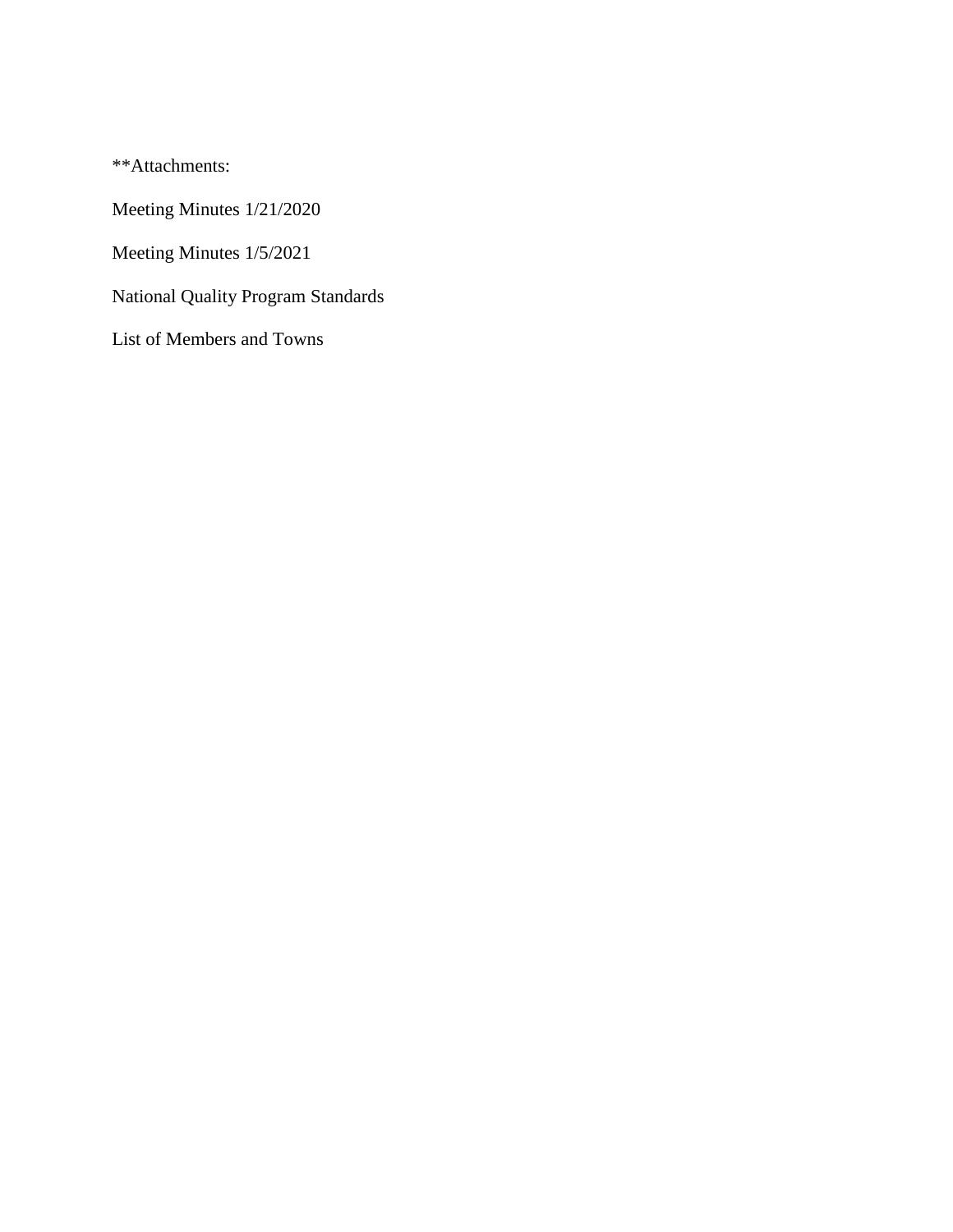**Attachments:

Meeting Minutes 1/21/2020

Meeting Minutes 1/5/2021

National Quality Program Standards

List of Members and Towns